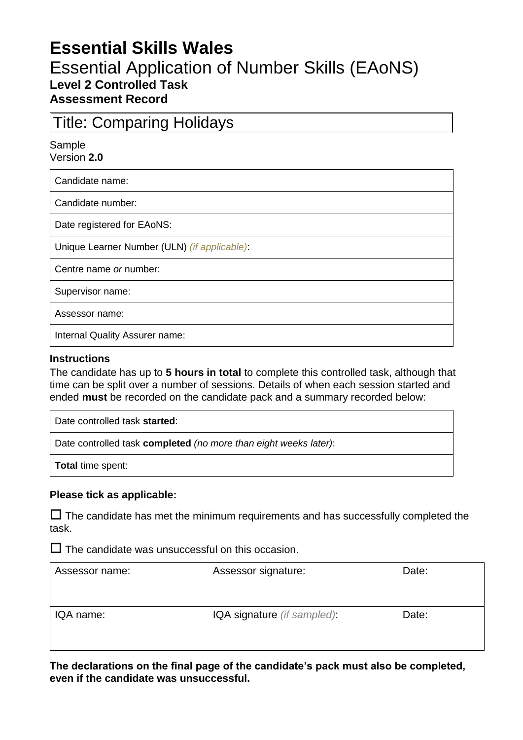# Essential Skills Wales

## Essential Application of Number Skills (EAoNS)

### Level 2 Controlled Task

### Assessment Record

| Title: Comparing Holidays |
|---|

Sample
Version **2.0**

| Candidate name: |
|---|
| Candidate number: |
| Date registered for EAoNS: |
| Unique Learner Number (ULN) *(if applicable)*: |
| Centre name *or* number: |
| Supervisor name: |
| Assessor name: |
| Internal Quality Assurer name: |

**Instructions**

The candidate has up to **5 hours in total** to complete this controlled task, although that time can be split over a number of sessions. Details of when each session started and ended **must** be recorded on the candidate pack and a summary recorded below:

| Date controlled task **started**: |
|---|
| Date controlled task **completed** *(no more than eight weeks later)*: |
| **Total** time spent: |

**Please tick as applicable:**

☐ The candidate has met the minimum requirements and has successfully completed the task.

☐ The candidate was unsuccessful on this occasion.

| Assessor name: | Assessor signature: | Date: |
|---|---|---|
| IQA name: | IQA signature *(if sampled)*: | Date: |

**The declarations on the final page of the candidate's pack must also be completed, even if the candidate was unsuccessful.**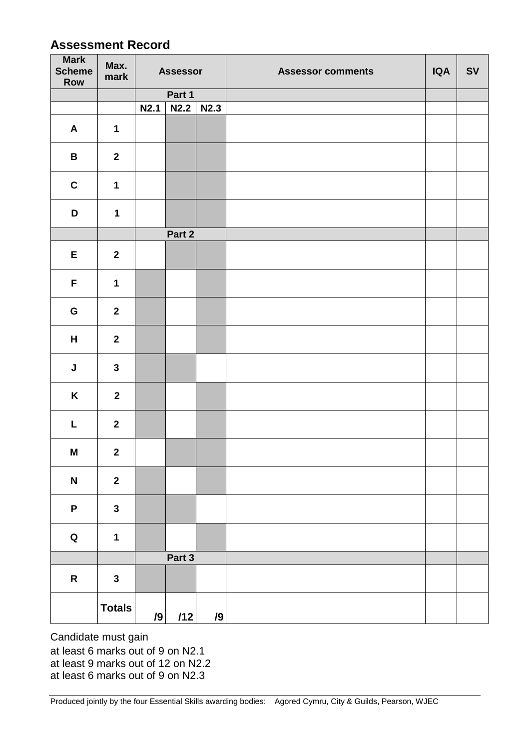## Assessment Record

| Mark Scheme Row | Max. mark | Assessor | | | Assessor comments | IQA | SV |
|---|---|---|---|---|---|---|---|
| | | Part 1 | | | | | |
| | | N2.1 | N2.2 | N2.3 | | | |
| A | 1 | | | | | | |
| B | 2 | | | | | | |
| C | 1 | | | | | | |
| D | 1 | | | | | | |
| | | Part 2 | | | | | |
| E | 2 | | | | | | |
| F | 1 | | | | | | |
| G | 2 | | | | | | |
| H | 2 | | | | | | |
| J | 3 | | | | | | |
| K | 2 | | | | | | |
| L | 2 | | | | | | |
| M | 2 | | | | | | |
| N | 2 | | | | | | |
| P | 3 | | | | | | |
| Q | 1 | | | | | | |
| | | Part 3 | | | | | |
| R | 3 | | | | | | |
| | **Totals** | /9 | /12 | /9 | | | |

Candidate must gain
at least 6 marks out of 9 on N2.1
at least 9 marks out of 12 on N2.2
at least 6 marks out of 9 on N2.3

Produced jointly by the four Essential Skills awarding bodies: Agored Cymru, City & Guilds, Pearson, WJEC